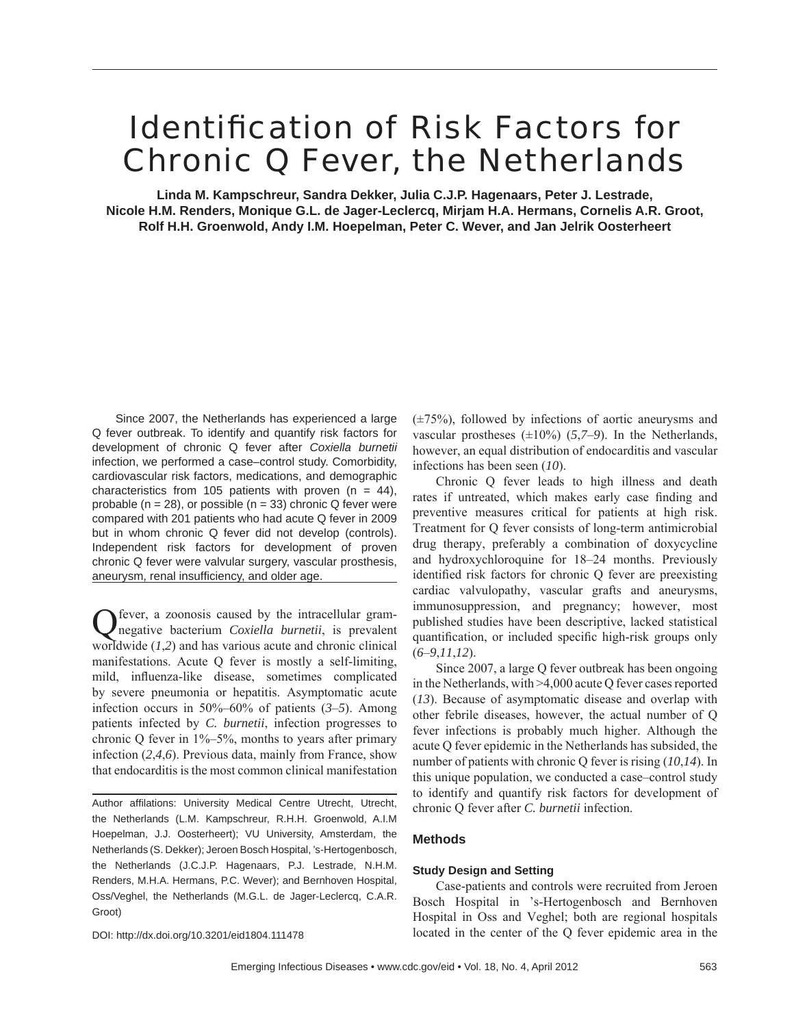# Identification of Risk Factors for Chronic Q Fever, the Netherlands

**Linda M. Kampschreur, Sandra Dekker, Julia C.J.P. Hagenaars, Peter J. Lestrade, Nicole H.M. Renders, Monique G.L. de Jager-Leclercq, Mirjam H.A. Hermans, Cornelis A.R. Groot, Rolf H.H. Groenwold, Andy I.M. Hoepelman, Peter C. Wever, and Jan Jelrik Oosterheert**

Since 2007, the Netherlands has experienced a large Q fever outbreak. To identify and quantify risk factors for development of chronic Q fever after *Coxiella burnetii* infection, we performed a case–control study. Comorbidity, cardiovascular risk factors, medications, and demographic characteristics from 105 patients with proven (n = 44), probable (n = 28), or possible (n = 33) chronic Q fever were compared with 201 patients who had acute Q fever in 2009 but in whom chronic Q fever did not develop (controls). Independent risk factors for development of proven chronic Q fever were valvular surgery, vascular prosthesis, aneurysm, renal insufficiency, and older age.

Q fever, a zoonosis caused by the intracellular gram-negative bacterium *Coxiella burnetii*, is prevalent worldwide (*1*,*2*) and has various acute and chronic clinical manifestations. Acute Q fever is mostly a self-limiting, mild, influenza-like disease, sometimes complicated by severe pneumonia or hepatitis. Asymptomatic acute infection occurs in 50%–60% of patients (*3*–*5*). Among patients infected by *C. burnetii*, infection progresses to chronic Q fever in 1%–5%, months to years after primary infection (*2*,*4*,*6*). Previous data, mainly from France, show that endocarditis is the most common clinical manifestation (±75%), followed by infections of aortic aneurysms and vascular prostheses (±10%) (*5*,*7*–*9*). In the Netherlands, however, an equal distribution of endocarditis and vascular infections has been seen (*10*).

Chronic Q fever leads to high illness and death rates if untreated, which makes early case finding and preventive measures critical for patients at high risk. Treatment for Q fever consists of long-term antimicrobial drug therapy, preferably a combination of doxycycline and hydroxychloroquine for 18–24 months. Previously identified risk factors for chronic Q fever are preexisting cardiac valvulopathy, vascular grafts and aneurysms, immunosuppression, and pregnancy; however, most published studies have been descriptive, lacked statistical quantification, or included specific high-risk groups only (*6*–*9*,*11*,*12*).

Since 2007, a large Q fever outbreak has been ongoing in the Netherlands, with >4,000 acute Q fever cases reported (*13*). Because of asymptomatic disease and overlap with other febrile diseases, however, the actual number of Q fever infections is probably much higher. Although the acute Q fever epidemic in the Netherlands has subsided, the number of patients with chronic Q fever is rising (*10*,*14*). In this unique population, we conducted a case–control study to identify and quantify risk factors for development of chronic Q fever after *C. burnetii* infection.

## Methods

### Study Design and Setting

Case-patients and controls were recruited from Jeroen Bosch Hospital in 's-Hertogenbosch and Bernhoven Hospital in Oss and Veghel; both are regional hospitals located in the center of the Q fever epidemic area in the

---

Author affilations: University Medical Centre Utrecht, Utrecht, the Netherlands (L.M. Kampschreur, R.H.H. Groenwold, A.I.M Hoepelman, J.J. Oosterheert); VU University, Amsterdam, the Netherlands (S. Dekker); Jeroen Bosch Hospital, 's-Hertogenbosch, the Netherlands (J.C.J.P. Hagenaars, P.J. Lestrade, N.H.M. Renders, M.H.A. Hermans, P.C. Wever); and Bernhoven Hospital, Oss/Veghel, the Netherlands (M.G.L. de Jager-Leclercq, C.A.R. Groot)

DOI: http://dx.doi.org/10.3201/eid1804.111478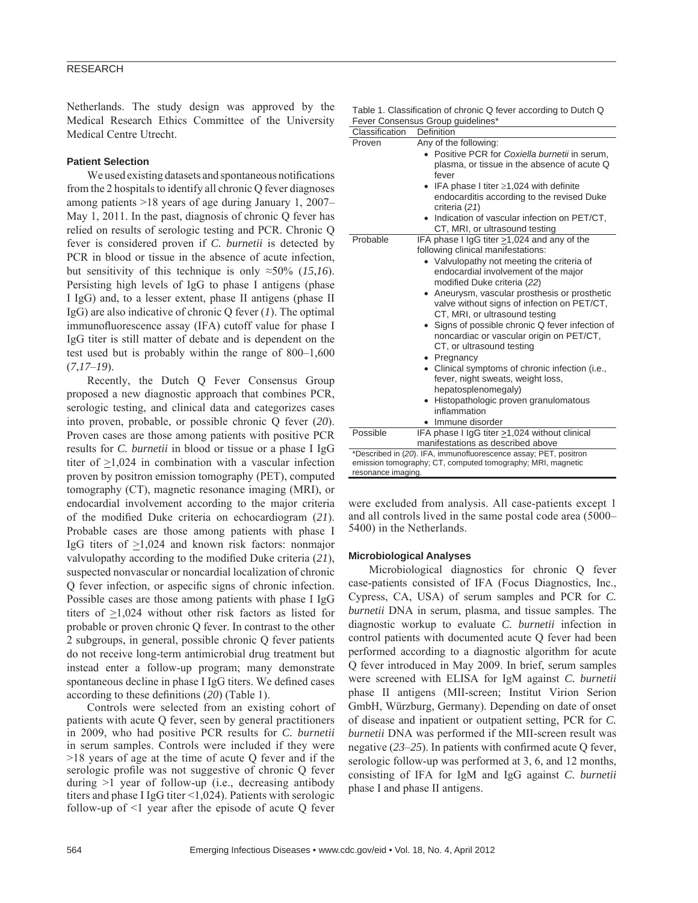Netherlands. The study design was approved by the Medical Research Ethics Committee of the University Medical Centre Utrecht.

### Patient Selection

We used existing datasets and spontaneous notifications from the 2 hospitals to identify all chronic Q fever diagnoses among patients >18 years of age during January 1, 2007–May 1, 2011. In the past, diagnosis of chronic Q fever has relied on results of serologic testing and PCR. Chronic Q fever is considered proven if *C. burnetii* is detected by PCR in blood or tissue in the absence of acute infection, but sensitivity of this technique is only ≈50% (*15*,*16*). Persisting high levels of IgG to phase I antigens (phase I IgG) and, to a lesser extent, phase II antigens (phase II IgG) are also indicative of chronic Q fever (*1*). The optimal immunofluorescence assay (IFA) cutoff value for phase I IgG titer is still matter of debate and is dependent on the test used but is probably within the range of 800–1,600 (*7*,*17*–*19*).

Recently, the Dutch Q Fever Consensus Group proposed a new diagnostic approach that combines PCR, serologic testing, and clinical data and categorizes cases into proven, probable, or possible chronic Q fever (*20*). Proven cases are those among patients with positive PCR results for *C. burnetii* in blood or tissue or a phase I IgG titer of ≥1,024 in combination with a vascular infection proven by positron emission tomography (PET), computed tomography (CT), magnetic resonance imaging (MRI), or endocardial involvement according to the major criteria of the modified Duke criteria on echocardiogram (*21*). Probable cases are those among patients with phase I IgG titers of ≥1,024 and known risk factors: nonmajor valvulopathy according to the modified Duke criteria (*21*), suspected nonvascular or noncardial localization of chronic Q fever infection, or aspecific signs of chronic infection. Possible cases are those among patients with phase I IgG titers of ≥1,024 without other risk factors as listed for probable or proven chronic Q fever. In contrast to the other 2 subgroups, in general, possible chronic Q fever patients do not receive long-term antimicrobial drug treatment but instead enter a follow-up program; many demonstrate spontaneous decline in phase I IgG titers. We defined cases according to these definitions (*20*) (Table 1).

Controls were selected from an existing cohort of patients with acute Q fever, seen by general practitioners in 2009, who had positive PCR results for *C. burnetii* in serum samples. Controls were included if they were >18 years of age at the time of acute Q fever and if the serologic profile was not suggestive of chronic Q fever during >1 year of follow-up (i.e., decreasing antibody titers and phase I IgG titer <1,024). Patients with serologic follow-up of <1 year after the episode of acute Q fever were excluded from analysis. All case-patients except 1 and all controls lived in the same postal code area (5000–5400) in the Netherlands.

Table 1. Classification of chronic Q fever according to Dutch Q Fever Consensus Group guidelines*

| Classification | Definition |
|---|---|
| Proven | Any of the following:<br>• Positive PCR for *Coxiella burnetii* in serum, plasma, or tissue in the absence of acute Q fever<br>• IFA phase I titer ≥1,024 with definite endocarditis according to the revised Duke criteria (*21*)<br>• Indication of vascular infection on PET/CT, CT, MRI, or ultrasound testing |
| Probable | IFA phase I IgG titer ≥1,024 and any of the following clinical manifestations:<br>• Valvulopathy not meeting the criteria of endocardial involvement of the major modified Duke criteria (*22*)<br>• Aneurysm, vascular prosthesis or prosthetic valve without signs of infection on PET/CT, CT, MRI, or ultrasound testing<br>• Signs of possible chronic Q fever infection of noncardiac or vascular origin on PET/CT, CT, or ultrasound testing<br>• Pregnancy<br>• Clinical symptoms of chronic infection (i.e., fever, night sweats, weight loss, hepatosplenomegaly)<br>• Histopathologic proven granulomatous inflammation<br>• Immune disorder |
| Possible | IFA phase I IgG titer ≥1,024 without clinical manifestations as described above |

*Described in (*20*). IFA, immunofluorescence assay; PET, positron emission tomography; CT, computed tomography; MRI, magnetic resonance imaging.

### Microbiological Analyses

Microbiological diagnostics for chronic Q fever case-patients consisted of IFA (Focus Diagnostics, Inc., Cypress, CA, USA) of serum samples and PCR for *C. burnetii* DNA in serum, plasma, and tissue samples. The diagnostic workup to evaluate *C. burnetii* infection in control patients with documented acute Q fever had been performed according to a diagnostic algorithm for acute Q fever introduced in May 2009. In brief, serum samples were screened with ELISA for IgM against *C. burnetii* phase II antigens (MII-screen; Institut Virion Serion GmbH, Würzburg, Germany). Depending on date of onset of disease and inpatient or outpatient setting, PCR for *C. burnetii* DNA was performed if the MII-screen result was negative (*23*–*25*). In patients with confirmed acute Q fever, serologic follow-up was performed at 3, 6, and 12 months, consisting of IFA for IgM and IgG against *C. burnetii* phase I and phase II antigens.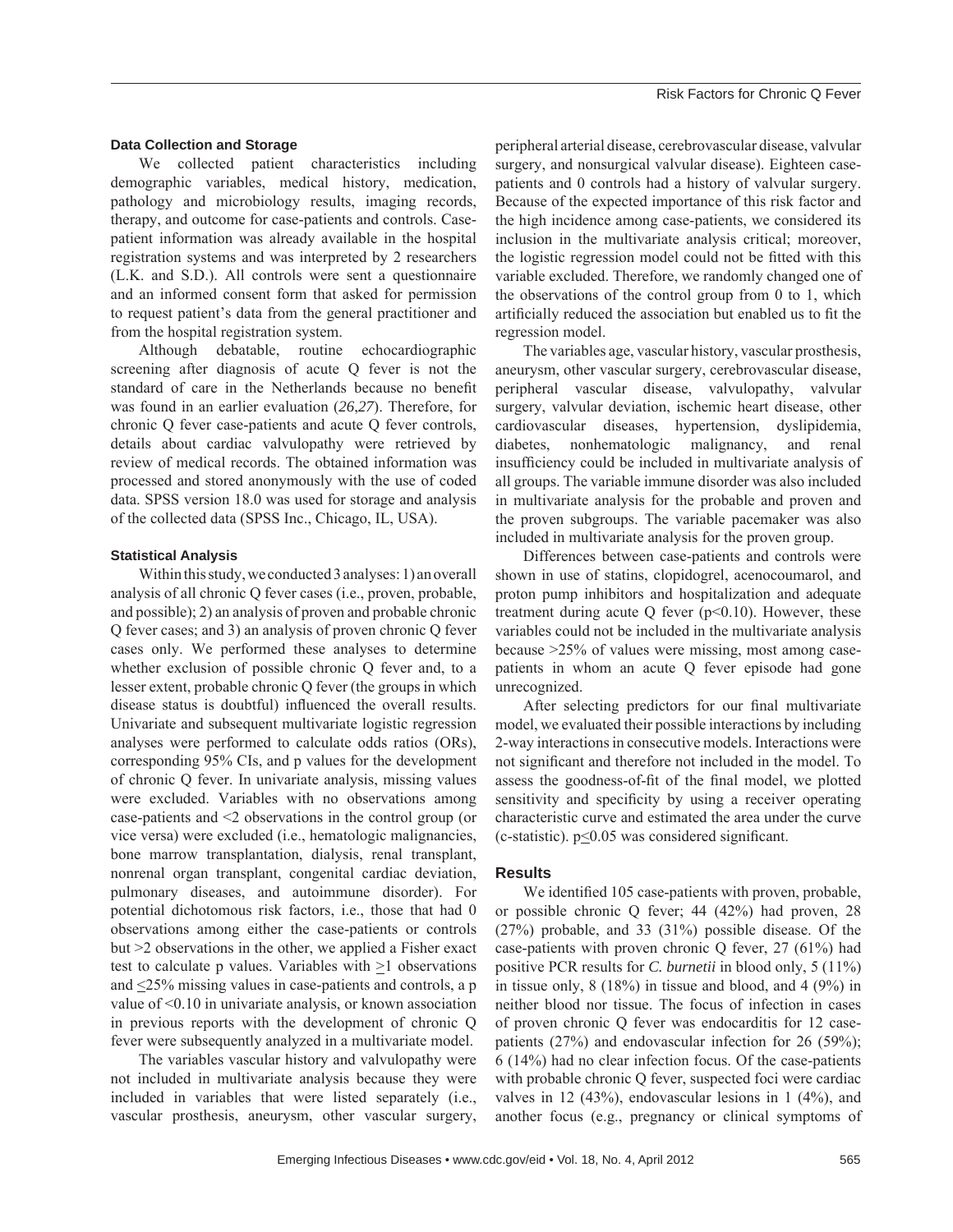### Data Collection and Storage

We collected patient characteristics including demographic variables, medical history, medication, pathology and microbiology results, imaging records, therapy, and outcome for case-patients and controls. Case-patient information was already available in the hospital registration systems and was interpreted by 2 researchers (L.K. and S.D.). All controls were sent a questionnaire and an informed consent form that asked for permission to request patient's data from the general practitioner and from the hospital registration system.

Although debatable, routine echocardiographic screening after diagnosis of acute Q fever is not the standard of care in the Netherlands because no benefit was found in an earlier evaluation (*26*,*27*). Therefore, for chronic Q fever case-patients and acute Q fever controls, details about cardiac valvulopathy were retrieved by review of medical records. The obtained information was processed and stored anonymously with the use of coded data. SPSS version 18.0 was used for storage and analysis of the collected data (SPSS Inc., Chicago, IL, USA).

### Statistical Analysis

Within this study, we conducted 3 analyses: 1) an overall analysis of all chronic Q fever cases (i.e., proven, probable, and possible); 2) an analysis of proven and probable chronic Q fever cases; and 3) an analysis of proven chronic Q fever cases only. We performed these analyses to determine whether exclusion of possible chronic Q fever and, to a lesser extent, probable chronic Q fever (the groups in which disease status is doubtful) influenced the overall results. Univariate and subsequent multivariate logistic regression analyses were performed to calculate odds ratios (ORs), corresponding 95% CIs, and p values for the development of chronic Q fever. In univariate analysis, missing values were excluded. Variables with no observations among case-patients and <2 observations in the control group (or vice versa) were excluded (i.e., hematologic malignancies, bone marrow transplantation, dialysis, renal transplant, nonrenal organ transplant, congenital cardiac deviation, pulmonary diseases, and autoimmune disorder). For potential dichotomous risk factors, i.e., those that had 0 observations among either the case-patients or controls but >2 observations in the other, we applied a Fisher exact test to calculate p values. Variables with $\geq$1 observations and $\leq$25% missing values in case-patients and controls, a p value of <0.10 in univariate analysis, or known association in previous reports with the development of chronic Q fever were subsequently analyzed in a multivariate model.

The variables vascular history and valvulopathy were not included in multivariate analysis because they were included in variables that were listed separately (i.e., vascular prosthesis, aneurysm, other vascular surgery, peripheral arterial disease, cerebrovascular disease, valvular surgery, and nonsurgical valvular disease). Eighteen case-patients and 0 controls had a history of valvular surgery. Because of the expected importance of this risk factor and the high incidence among case-patients, we considered its inclusion in the multivariate analysis critical; moreover, the logistic regression model could not be fitted with this variable excluded. Therefore, we randomly changed one of the observations of the control group from 0 to 1, which artificially reduced the association but enabled us to fit the regression model.

The variables age, vascular history, vascular prosthesis, aneurysm, other vascular surgery, cerebrovascular disease, peripheral vascular disease, valvulopathy, valvular surgery, valvular deviation, ischemic heart disease, other cardiovascular diseases, hypertension, dyslipidemia, diabetes, nonhematologic malignancy, and renal insufficiency could be included in multivariate analysis of all groups. The variable immune disorder was also included in multivariate analysis for the probable and proven and the proven subgroups. The variable pacemaker was also included in multivariate analysis for the proven group.

Differences between case-patients and controls were shown in use of statins, clopidogrel, acenocoumarol, and proton pump inhibitors and hospitalization and adequate treatment during acute Q fever (p<0.10). However, these variables could not be included in the multivariate analysis because >25% of values were missing, most among case-patients in whom an acute Q fever episode had gone unrecognized.

After selecting predictors for our final multivariate model, we evaluated their possible interactions by including 2-way interactions in consecutive models. Interactions were not significant and therefore not included in the model. To assess the goodness-of-fit of the final model, we plotted sensitivity and specificity by using a receiver operating characteristic curve and estimated the area under the curve (c-statistic). p$\leq$0.05 was considered significant.

## Results

We identified 105 case-patients with proven, probable, or possible chronic Q fever; 44 (42%) had proven, 28 (27%) probable, and 33 (31%) possible disease. Of the case-patients with proven chronic Q fever, 27 (61%) had positive PCR results for *C. burnetii* in blood only, 5 (11%) in tissue only, 8 (18%) in tissue and blood, and 4 (9%) in neither blood nor tissue. The focus of infection in cases of proven chronic Q fever was endocarditis for 12 case-patients (27%) and endovascular infection for 26 (59%); 6 (14%) had no clear infection focus. Of the case-patients with probable chronic Q fever, suspected foci were cardiac valves in 12 (43%), endovascular lesions in 1 (4%), and another focus (e.g., pregnancy or clinical symptoms of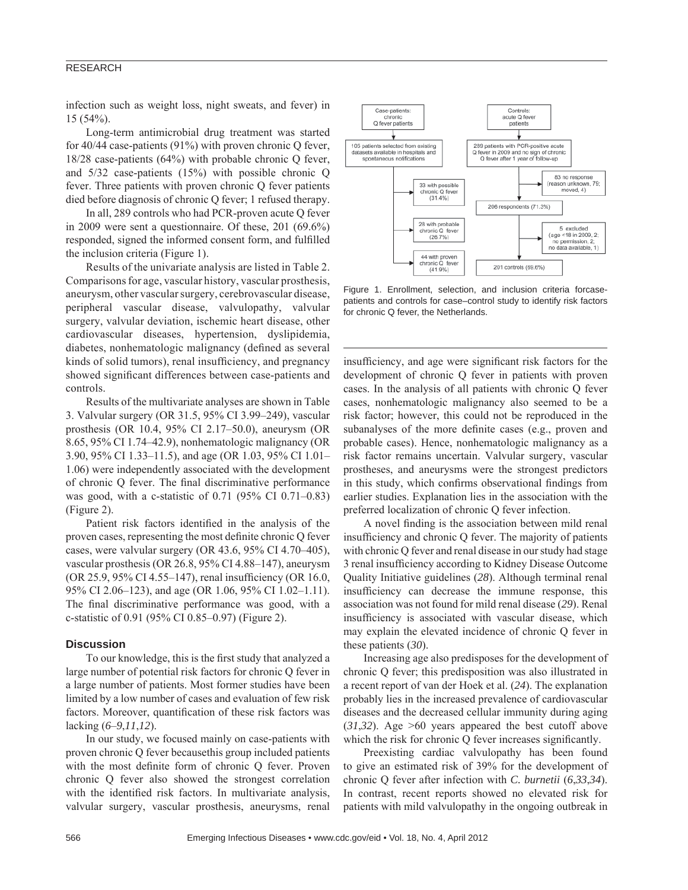infection such as weight loss, night sweats, and fever) in 15 (54%).

Long-term antimicrobial drug treatment was started for 40/44 case-patients (91%) with proven chronic Q fever, 18/28 case-patients (64%) with probable chronic Q fever, and 5/32 case-patients (15%) with possible chronic Q fever. Three patients with proven chronic Q fever patients died before diagnosis of chronic Q fever; 1 refused therapy.

In all, 289 controls who had PCR-proven acute Q fever in 2009 were sent a questionnaire. Of these, 201 (69.6%) responded, signed the informed consent form, and fulfilled the inclusion criteria (Figure 1).

Results of the univariate analysis are listed in Table 2. Comparisons for age, vascular history, vascular prosthesis, aneurysm, other vascular surgery, cerebrovascular disease, peripheral vascular disease, valvulopathy, valvular surgery, valvular deviation, ischemic heart disease, other cardiovascular diseases, hypertension, dyslipidemia, diabetes, nonhematologic malignancy (defined as several kinds of solid tumors), renal insufficiency, and pregnancy showed significant differences between case-patients and controls.

Results of the multivariate analyses are shown in Table 3. Valvular surgery (OR 31.5, 95% CI 3.99–249), vascular prosthesis (OR 10.4, 95% CI 2.17–50.0), aneurysm (OR 8.65, 95% CI 1.74–42.9), nonhematologic malignancy (OR 3.90, 95% CI 1.33–11.5), and age (OR 1.03, 95% CI 1.01–1.06) were independently associated with the development of chronic Q fever. The final discriminative performance was good, with a c-statistic of 0.71 (95% CI 0.71–0.83) (Figure 2).

Patient risk factors identified in the analysis of the proven cases, representing the most definite chronic Q fever cases, were valvular surgery (OR 43.6, 95% CI 4.70–405), vascular prosthesis (OR 26.8, 95% CI 4.88–147), aneurysm (OR 25.9, 95% CI 4.55–147), renal insufficiency (OR 16.0, 95% CI 2.06–123), and age (OR 1.06, 95% CI 1.02–1.11). The final discriminative performance was good, with a c-statistic of 0.91 (95% CI 0.85–0.97) (Figure 2).

Case-patients: chronic Q fever patients → 105 patients selected from existing datasets available in hospitals and spontaneous notifications → 33 with possible chronic Q fever (31.4%); 28 with probable chronic Q fever (26.7%); 44 with proven chronic Q fever (41.9%)

Controls: acute Q fever patients → 289 patients with PCR-positive acute Q fever in 2009 and no sign of chronic Q fever after 1 year of follow-up → 83 no response (reason unknown, 79; moved, 4) → 206 respondents (71.3%) → 5 excluded (age <18 in 2009, 2; no permission, 2; no data available, 1) → 201 controls (69.6%)

Figure 1. Enrollment, selection, and inclusion criteria forcase-patients and controls for case–control study to identify risk factors for chronic Q fever, the Netherlands.

## Discussion

To our knowledge, this is the first study that analyzed a large number of potential risk factors for chronic Q fever in a large number of patients. Most former studies have been limited by a low number of cases and evaluation of few risk factors. Moreover, quantification of these risk factors was lacking (*6–9*,*11*,*12*).

In our study, we focused mainly on case-patients with proven chronic Q fever becausethis group included patients with the most definite form of chronic Q fever. Proven chronic Q fever also showed the strongest correlation with the identified risk factors. In multivariate analysis, valvular surgery, vascular prosthesis, aneurysms, renal insufficiency, and age were significant risk factors for the development of chronic Q fever in patients with proven cases. In the analysis of all patients with chronic Q fever cases, nonhematologic malignancy also seemed to be a risk factor; however, this could not be reproduced in the subanalyses of the more definite cases (e.g., proven and probable cases). Hence, nonhematologic malignancy as a risk factor remains uncertain. Valvular surgery, vascular prostheses, and aneurysms were the strongest predictors in this study, which confirms observational findings from earlier studies. Explanation lies in the association with the preferred localization of chronic Q fever infection.

A novel finding is the association between mild renal insufficiency and chronic Q fever. The majority of patients with chronic Q fever and renal disease in our study had stage 3 renal insufficiency according to Kidney Disease Outcome Quality Initiative guidelines (*28*). Although terminal renal insufficiency can decrease the immune response, this association was not found for mild renal disease (*29*). Renal insufficiency is associated with vascular disease, which may explain the elevated incidence of chronic Q fever in these patients (*30*).

Increasing age also predisposes for the development of chronic Q fever; this predisposition was also illustrated in a recent report of van der Hoek et al. (*24*). The explanation probably lies in the increased prevalence of cardiovascular diseases and the decreased cellular immunity during aging (*31*,*32*). Age >60 years appeared the best cutoff above which the risk for chronic Q fever increases significantly.

Preexisting cardiac valvulopathy has been found to give an estimated risk of 39% for the development of chronic Q fever after infection with *C. burnetii* (*6*,*33*,*34*). In contrast, recent reports showed no elevated risk for patients with mild valvulopathy in the ongoing outbreak in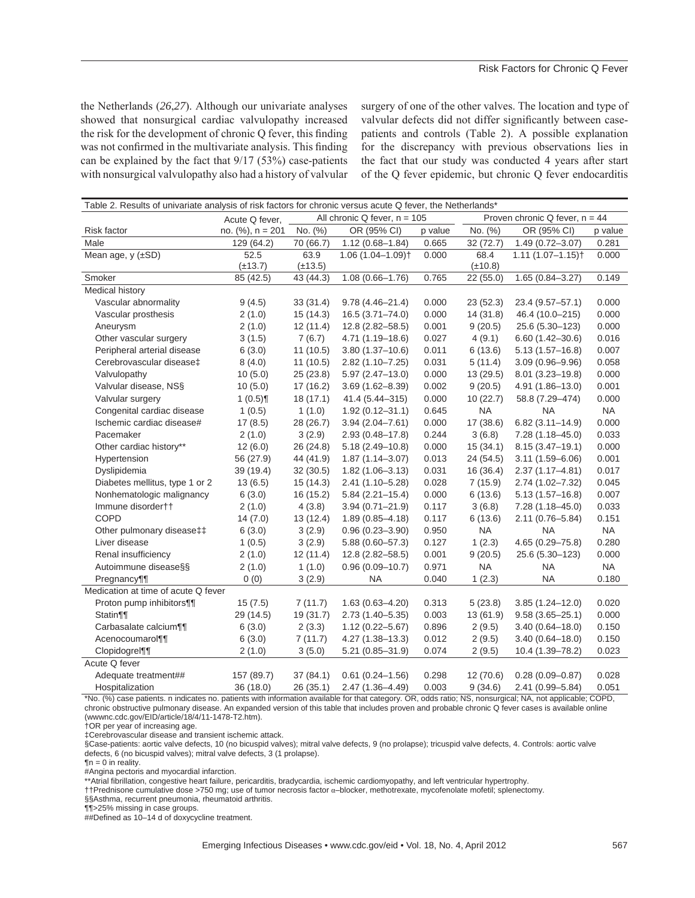the Netherlands (*26*,*27*). Although our univariate analyses showed that nonsurgical cardiac valvulopathy increased the risk for the development of chronic Q fever, this finding was not confirmed in the multivariate analysis. This finding can be explained by the fact that 9/17 (53%) case-patients with nonsurgical valvulopathy also had a history of valvular surgery of one of the other valves. The location and type of valvular defects did not differ significantly between case-patients and controls (Table 2). A possible explanation for the discrepancy with previous observations lies in the fact that our study was conducted 4 years after start of the Q fever epidemic, but chronic Q fever endocarditis

Table 2. Results of univariate analysis of risk factors for chronic versus acute Q fever, the Netherlands*

| Risk factor | Acute Q fever, no. (%), n = 201 | All chronic Q fever, n = 105 | | | Proven chronic Q fever, n = 44 | | |
|---|---|---|---|---|---|---|---|
| | | No. (%) | OR (95% CI) | p value | No. (%) | OR (95% CI) | p value |
| Male | 129 (64.2) | 70 (66.7) | 1.12 (0.68–1.84) | 0.665 | 32 (72.7) | 1.49 (0.72–3.07) | 0.281 |
| Mean age, y (±SD) | 52.5 (±13.7) | 63.9 (±13.5) | 1.06 (1.04–1.09)† | 0.000 | 68.4 (±10.8) | 1.11 (1.07–1.15)† | 0.000 |
| Smoker | 85 (42.5) | 43 (44.3) | 1.08 (0.66–1.76) | 0.765 | 22 (55.0) | 1.65 (0.84–3.27) | 0.149 |
| Medical history | | | | | | | |
| Vascular abnormality | 9 (4.5) | 33 (31.4) | 9.78 (4.46–21.4) | 0.000 | 23 (52.3) | 23.4 (9.57–57.1) | 0.000 |
| Vascular prosthesis | 2 (1.0) | 15 (14.3) | 16.5 (3.71–74.0) | 0.000 | 14 (31.8) | 46.4 (10.0–215) | 0.000 |
| Aneurysm | 2 (1.0) | 12 (11.4) | 12.8 (2.82–58.5) | 0.001 | 9 (20.5) | 25.6 (5.30–123) | 0.000 |
| Other vascular surgery | 3 (1.5) | 7 (6.7) | 4.71 (1.19–18.6) | 0.027 | 4 (9.1) | 6.60 (1.42–30.6) | 0.016 |
| Peripheral arterial disease | 6 (3.0) | 11 (10.5) | 3.80 (1.37–10.6) | 0.011 | 6 (13.6) | 5.13 (1.57–16.8) | 0.007 |
| Cerebrovascular disease‡ | 8 (4.0) | 11 (10.5) | 2.82 (1.10–7.25) | 0.031 | 5 (11.4) | 3.09 (0.96–9.96) | 0.058 |
| Valvulopathy | 10 (5.0) | 25 (23.8) | 5.97 (2.47–13.0) | 0.000 | 13 (29.5) | 8.01 (3.23–19.8) | 0.000 |
| Valvular disease, NS§ | 10 (5.0) | 17 (16.2) | 3.69 (1.62–8.39) | 0.002 | 9 (20.5) | 4.91 (1.86–13.0) | 0.001 |
| Valvular surgery | 1 (0.5)¶ | 18 (17.1) | 41.4 (5.44–315) | 0.000 | 10 (22.7) | 58.8 (7.29–474) | 0.000 |
| Congenital cardiac disease | 1 (0.5) | 1 (1.0) | 1.92 (0.12–31.1) | 0.645 | NA | NA | NA |
| Ischemic cardiac disease# | 17 (8.5) | 28 (26.7) | 3.94 (2.04–7.61) | 0.000 | 17 (38.6) | 6.82 (3.11–14.9) | 0.000 |
| Pacemaker | 2 (1.0) | 3 (2.9) | 2.93 (0.48–17.8) | 0.244 | 3 (6.8) | 7.28 (1.18–45.0) | 0.033 |
| Other cardiac history** | 12 (6.0) | 26 (24.8) | 5.18 (2.49–10.8) | 0.000 | 15 (34.1) | 8.15 (3.47–19.1) | 0.000 |
| Hypertension | 56 (27.9) | 44 (41.9) | 1.87 (1.14–3.07) | 0.013 | 24 (54.5) | 3.11 (1.59–6.06) | 0.001 |
| Dyslipidemia | 39 (19.4) | 32 (30.5) | 1.82 (1.06–3.13) | 0.031 | 16 (36.4) | 2.37 (1.17–4.81) | 0.017 |
| Diabetes mellitus, type 1 or 2 | 13 (6.5) | 15 (14.3) | 2.41 (1.10–5.28) | 0.028 | 7 (15.9) | 2.74 (1.02–7.32) | 0.045 |
| Nonhematologic malignancy | 6 (3.0) | 16 (15.2) | 5.84 (2.21–15.4) | 0.000 | 6 (13.6) | 5.13 (1.57–16.8) | 0.007 |
| Immune disorder†† | 2 (1.0) | 4 (3.8) | 3.94 (0.71–21.9) | 0.117 | 3 (6.8) | 7.28 (1.18–45.0) | 0.033 |
| COPD | 14 (7.0) | 13 (12.4) | 1.89 (0.85–4.18) | 0.117 | 6 (13.6) | 2.11 (0.76–5.84) | 0.151 |
| Other pulmonary disease‡‡ | 6 (3.0) | 3 (2.9) | 0.96 (0.23–3.90) | 0.950 | NA | NA | NA |
| Liver disease | 1 (0.5) | 3 (2.9) | 5.88 (0.60–57.3) | 0.127 | 1 (2.3) | 4.65 (0.29–75.8) | 0.280 |
| Renal insufficiency | 2 (1.0) | 12 (11.4) | 12.8 (2.82–58.5) | 0.001 | 9 (20.5) | 25.6 (5.30–123) | 0.000 |
| Autoimmune disease§§ | 2 (1.0) | 1 (1.0) | 0.96 (0.09–10.7) | 0.971 | NA | NA | NA |
| Pregnancy¶¶ | 0 (0) | 3 (2.9) | NA | 0.040 | 1 (2.3) | NA | 0.180 |
| Medication at time of acute Q fever | | | | | | | |
| Proton pump inhibitors¶¶ | 15 (7.5) | 7 (11.7) | 1.63 (0.63–4.20) | 0.313 | 5 (23.8) | 3.85 (1.24–12.0) | 0.020 |
| Statin¶¶ | 29 (14.5) | 19 (31.7) | 2.73 (1.40–5.35) | 0.003 | 13 (61.9) | 9.58 (3.65–25.1) | 0.000 |
| Carbasalate calcium¶¶ | 6 (3.0) | 2 (3.3) | 1.12 (0.22–5.67) | 0.896 | 2 (9.5) | 3.40 (0.64–18.0) | 0.150 |
| Acenocoumarol¶¶ | 6 (3.0) | 7 (11.7) | 4.27 (1.38–13.3) | 0.012 | 2 (9.5) | 3.40 (0.64–18.0) | 0.150 |
| Clopidogrel¶¶ | 2 (1.0) | 3 (5.0) | 5.21 (0.85–31.9) | 0.074 | 2 (9.5) | 10.4 (1.39–78.2) | 0.023 |
| Acute Q fever | | | | | | | |
| Adequate treatment## | 157 (89.7) | 37 (84.1) | 0.61 (0.24–1.56) | 0.298 | 12 (70.6) | 0.28 (0.09–0.87) | 0.028 |
| Hospitalization | 36 (18.0) | 26 (35.1) | 2.47 (1.36–4.49) | 0.003 | 9 (34.6) | 2.41 (0.99–5.84) | 0.051 |

*No. (%) case patients. n indicates no. patients with information available for that category. OR, odds ratio; NS, nonsurgical; NA, not applicable; COPD, chronic obstructive pulmonary disease. An expanded version of this table that includes proven and probable chronic Q fever cases is available online (wwwnc.cdc.gov/EID/article/18/4/11-1478-T2.htm).
†OR per year of increasing age.
‡Cerebrovascular disease and transient ischemic attack.
§Case-patients: aortic valve defects, 10 (no bicuspid valves); mitral valve defects, 9 (no prolapse); tricuspid valve defects, 4. Controls: aortic valve defects, 6 (no bicuspid valves); mitral valve defects, 3 (1 prolapse).
¶n = 0 in reality.
#Angina pectoris and myocardial infarction.
**Atrial fibrillation, congestive heart failure, pericarditis, bradycardia, ischemic cardiomyopathy, and left ventricular hypertrophy.
††Prednisone cumulative dose >750 mg; use of tumor necrosis factor α–blocker, methotrexate, mycofenolate mofetil; splenectomy.
§§Asthma, recurrent pneumonia, rheumatoid arthritis.
¶¶>25% missing in case groups.
##Defined as 10–14 d of doxycycline treatment.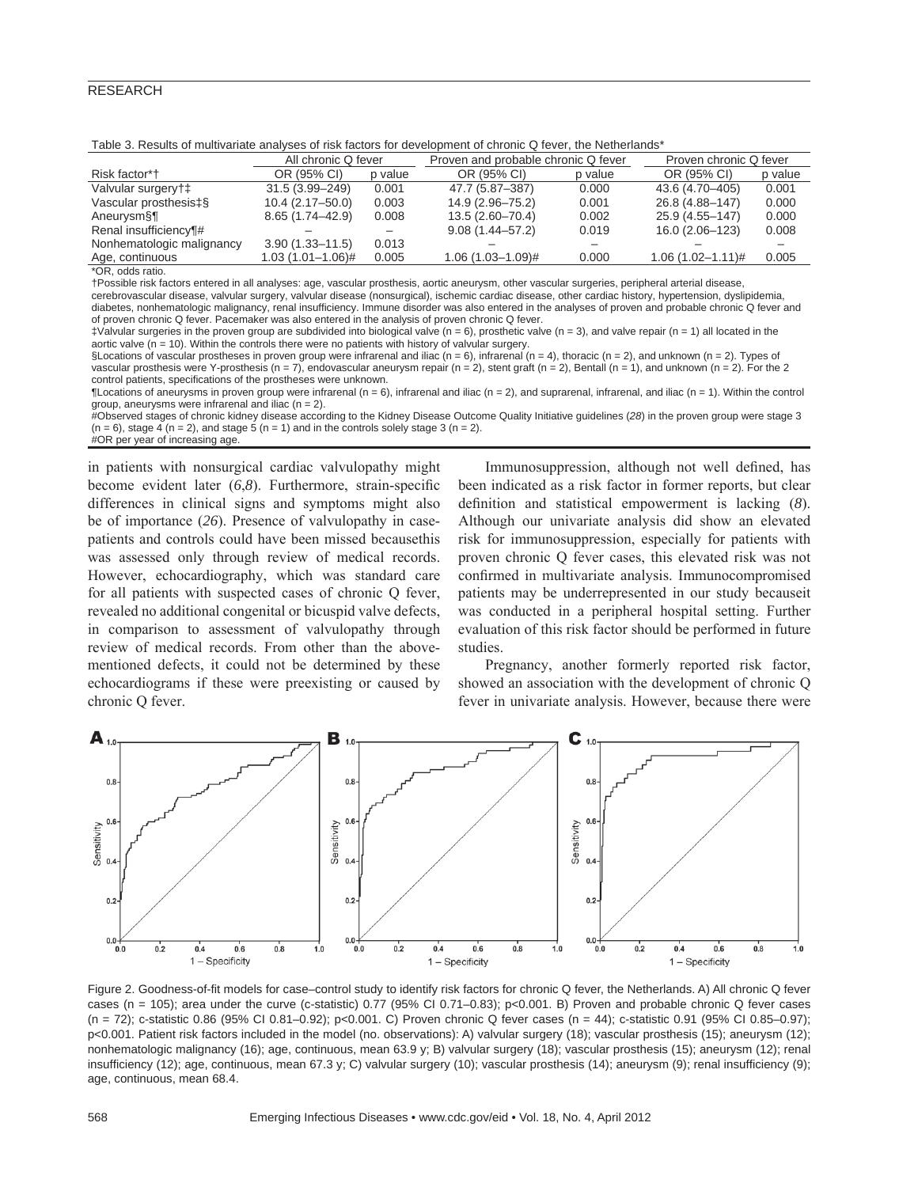Table 3. Results of multivariate analyses of risk factors for development of chronic Q fever, the Netherlands*

| Risk factor*† | All chronic Q fever | | Proven and probable chronic Q fever | | Proven chronic Q fever | |
|---|---|---|---|---|---|---|
| | OR (95% CI) | p value | OR (95% CI) | p value | OR (95% CI) | p value |
| Valvular surgery†‡ | 31.5 (3.99–249) | 0.001 | 47.7 (5.87–387) | 0.000 | 43.6 (4.70–405) | 0.001 |
| Vascular prosthesis‡§ | 10.4 (2.17–50.0) | 0.003 | 14.9 (2.96–75.2) | 0.001 | 26.8 (4.88–147) | 0.000 |
| Aneurysm§¶ | 8.65 (1.74–42.9) | 0.008 | 13.5 (2.60–70.4) | 0.002 | 25.9 (4.55–147) | 0.000 |
| Renal insufficiency¶# | – | – | 9.08 (1.44–57.2) | 0.019 | 16.0 (2.06–123) | 0.008 |
| Nonhematologic malignancy | 3.90 (1.33–11.5) | 0.013 | – | – | – | – |
| Age, continuous | 1.03 (1.01–1.06)# | 0.005 | 1.06 (1.03–1.09)# | 0.000 | 1.06 (1.02–1.11)# | 0.005 |

*OR, odds ratio.
†Possible risk factors entered in all analyses: age, vascular prosthesis, aortic aneurysm, other vascular surgeries, peripheral arterial disease, cerebrovascular disease, valvular surgery, valvular disease (nonsurgical), ischemic cardiac disease, other cardiac history, hypertension, dyslipidemia, diabetes, nonhematologic malignancy, renal insufficiency. Immune disorder was also entered in the analyses of proven and probable chronic Q fever and of proven chronic Q fever. Pacemaker was also entered in the analysis of proven chronic Q fever.
‡Valvular surgeries in the proven group are subdivided into biological valve (n = 6), prosthetic valve (n = 3), and valve repair (n = 1) all located in the aortic valve (n = 10). Within the controls there were no patients with history of valvular surgery.
§Locations of vascular prostheses in proven group were infrarenal and iliac (n = 6), infrarenal (n = 4), thoracic (n = 2), and unknown (n = 2). Types of vascular prosthesis were Y-prosthesis (n = 7), endovascular aneurysm repair (n = 2), stent graft (n = 2), Bentall (n = 1), and unknown (n = 2). For the 2 control patients, specifications of the prostheses were unknown.
¶Locations of aneurysms in proven group were infrarenal (n = 6), infrarenal and iliac (n = 2), and suprarenal, infrarenal, and iliac (n = 1). Within the control group, aneurysms were infrarenal and iliac (n = 2).
#Observed stages of chronic kidney disease according to the Kidney Disease Outcome Quality Initiative guidelines (*28*) in the proven group were stage 3 (n = 6), stage 4 (n = 2), and stage 5 (n = 1) and in the controls solely stage 3 (n = 2).
#OR per year of increasing age.

in patients with nonsurgical cardiac valvulopathy might become evident later (*6*,*8*). Furthermore, strain-specific differences in clinical signs and symptoms might also be of importance (*26*). Presence of valvulopathy in case-patients and controls could have been missed becausethis was assessed only through review of medical records. However, echocardiography, which was standard care for all patients with suspected cases of chronic Q fever, revealed no additional congenital or bicuspid valve defects, in comparison to assessment of valvulopathy through review of medical records. From other than the above-mentioned defects, it could not be determined by these echocardiograms if these were preexisting or caused by chronic Q fever.

Immunosuppression, although not well defined, has been indicated as a risk factor in former reports, but clear definition and statistical empowerment is lacking (*8*). Although our univariate analysis did show an elevated risk for immunosuppression, especially for patients with proven chronic Q fever cases, this elevated risk was not confirmed in multivariate analysis. Immunocompromised patients may be underrepresented in our study becauseit was conducted in a peripheral hospital setting. Further evaluation of this risk factor should be performed in future studies.

Pregnancy, another formerly reported risk factor, showed an association with the development of chronic Q fever in univariate analysis. However, because there were

Figure 2. Goodness-of-fit models for case–control study to identify risk factors for chronic Q fever, the Netherlands. A) All chronic Q fever cases (n = 105); area under the curve (c-statistic) 0.77 (95% CI 0.71–0.83); p<0.001. B) Proven and probable chronic Q fever cases (n = 72); c-statistic 0.86 (95% CI 0.81–0.92); p<0.001. C) Proven chronic Q fever cases (n = 44); c-statistic 0.91 (95% CI 0.85–0.97); p<0.001. Patient risk factors included in the model (no. observations): A) valvular surgery (18); vascular prosthesis (15); aneurysm (12); nonhematologic malignancy (16); age, continuous, mean 63.9 y; B) valvular surgery (18); vascular prosthesis (15); aneurysm (12); renal insufficiency (12); age, continuous, mean 67.3 y; C) valvular surgery (10); vascular prosthesis (14); aneurysm (9); renal insufficiency (9); age, continuous, mean 68.4.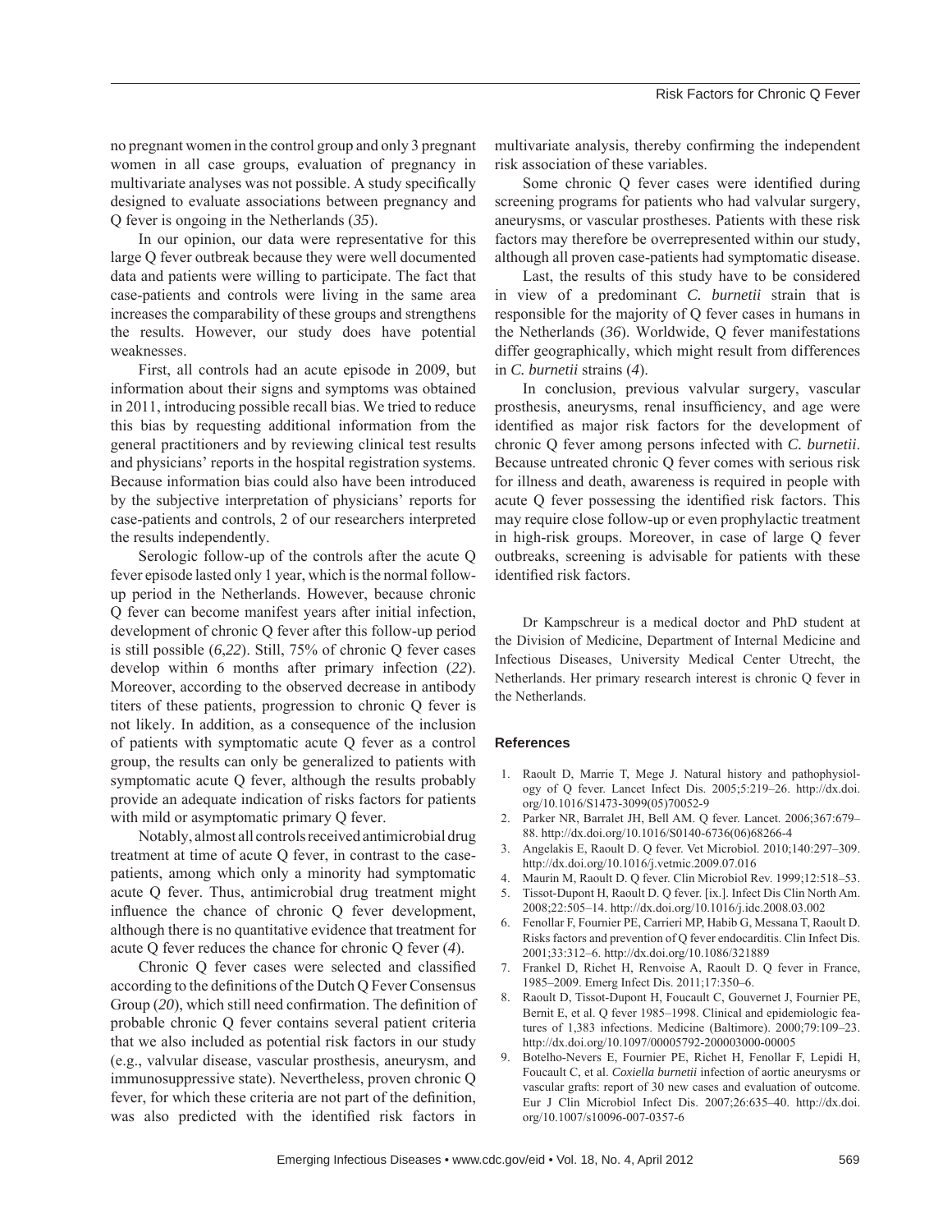no pregnant women in the control group and only 3 pregnant women in all case groups, evaluation of pregnancy in multivariate analyses was not possible. A study specifically designed to evaluate associations between pregnancy and Q fever is ongoing in the Netherlands (*35*).

In our opinion, our data were representative for this large Q fever outbreak because they were well documented data and patients were willing to participate. The fact that case-patients and controls were living in the same area increases the comparability of these groups and strengthens the results. However, our study does have potential weaknesses.

First, all controls had an acute episode in 2009, but information about their signs and symptoms was obtained in 2011, introducing possible recall bias. We tried to reduce this bias by requesting additional information from the general practitioners and by reviewing clinical test results and physicians' reports in the hospital registration systems. Because information bias could also have been introduced by the subjective interpretation of physicians' reports for case-patients and controls, 2 of our researchers interpreted the results independently.

Serologic follow-up of the controls after the acute Q fever episode lasted only 1 year, which is the normal follow-up period in the Netherlands. However, because chronic Q fever can become manifest years after initial infection, development of chronic Q fever after this follow-up period is still possible (*6*,*22*). Still, 75% of chronic Q fever cases develop within 6 months after primary infection (*22*). Moreover, according to the observed decrease in antibody titers of these patients, progression to chronic Q fever is not likely. In addition, as a consequence of the inclusion of patients with symptomatic acute Q fever as a control group, the results can only be generalized to patients with symptomatic acute Q fever, although the results probably provide an adequate indication of risks factors for patients with mild or asymptomatic primary Q fever.

Notably, almost all controls received antimicrobial drug treatment at time of acute Q fever, in contrast to the case-patients, among which only a minority had symptomatic acute Q fever. Thus, antimicrobial drug treatment might influence the chance of chronic Q fever development, although there is no quantitative evidence that treatment for acute Q fever reduces the chance for chronic Q fever (*4*).

Chronic Q fever cases were selected and classified according to the definitions of the Dutch Q Fever Consensus Group (*20*), which still need confirmation. The definition of probable chronic Q fever contains several patient criteria that we also included as potential risk factors in our study (e.g., valvular disease, vascular prosthesis, aneurysm, and immunosuppressive state). Nevertheless, proven chronic Q fever, for which these criteria are not part of the definition, was also predicted with the identified risk factors in multivariate analysis, thereby confirming the independent risk association of these variables.

Some chronic Q fever cases were identified during screening programs for patients who had valvular surgery, aneurysms, or vascular prostheses. Patients with these risk factors may therefore be overrepresented within our study, although all proven case-patients had symptomatic disease.

Last, the results of this study have to be considered in view of a predominant *C. burnetii* strain that is responsible for the majority of Q fever cases in humans in the Netherlands (*36*). Worldwide, Q fever manifestations differ geographically, which might result from differences in *C. burnetii* strains (*4*).

In conclusion, previous valvular surgery, vascular prosthesis, aneurysms, renal insufficiency, and age were identified as major risk factors for the development of chronic Q fever among persons infected with *C. burnetii*. Because untreated chronic Q fever comes with serious risk for illness and death, awareness is required in people with acute Q fever possessing the identified risk factors. This may require close follow-up or even prophylactic treatment in high-risk groups. Moreover, in case of large Q fever outbreaks, screening is advisable for patients with these identified risk factors.

Dr Kampschreur is a medical doctor and PhD student at the Division of Medicine, Department of Internal Medicine and Infectious Diseases, University Medical Center Utrecht, the Netherlands. Her primary research interest is chronic Q fever in the Netherlands.

## References

1. Raoult D, Marrie T, Mege J. Natural history and pathophysiology of Q fever. Lancet Infect Dis. 2005;5:219–26. http://dx.doi.org/10.1016/S1473-3099(05)70052-9
2. Parker NR, Barralet JH, Bell AM. Q fever. Lancet. 2006;367:679–88. http://dx.doi.org/10.1016/S0140-6736(06)68266-4
3. Angelakis E, Raoult D. Q fever. Vet Microbiol. 2010;140:297–309. http://dx.doi.org/10.1016/j.vetmic.2009.07.016
4. Maurin M, Raoult D. Q fever. Clin Microbiol Rev. 1999;12:518–53.
5. Tissot-Dupont H, Raoult D. Q fever. [ix.]. Infect Dis Clin North Am. 2008;22:505–14. http://dx.doi.org/10.1016/j.idc.2008.03.002
6. Fenollar F, Fournier PE, Carrieri MP, Habib G, Messana T, Raoult D. Risks factors and prevention of Q fever endocarditis. Clin Infect Dis. 2001;33:312–6. http://dx.doi.org/10.1086/321889
7. Frankel D, Richet H, Renvoise A, Raoult D. Q fever in France, 1985–2009. Emerg Infect Dis. 2011;17:350–6.
8. Raoult D, Tissot-Dupont H, Foucault C, Gouvernet J, Fournier PE, Bernit E, et al. Q fever 1985–1998. Clinical and epidemiologic features of 1,383 infections. Medicine (Baltimore). 2000;79:109–23. http://dx.doi.org/10.1097/00005792-200003000-00005
9. Botelho-Nevers E, Fournier PE, Richet H, Fenollar F, Lepidi H, Foucault C, et al. *Coxiella burnetii* infection of aortic aneurysms or vascular grafts: report of 30 new cases and evaluation of outcome. Eur J Clin Microbiol Infect Dis. 2007;26:635–40. http://dx.doi.org/10.1007/s10096-007-0357-6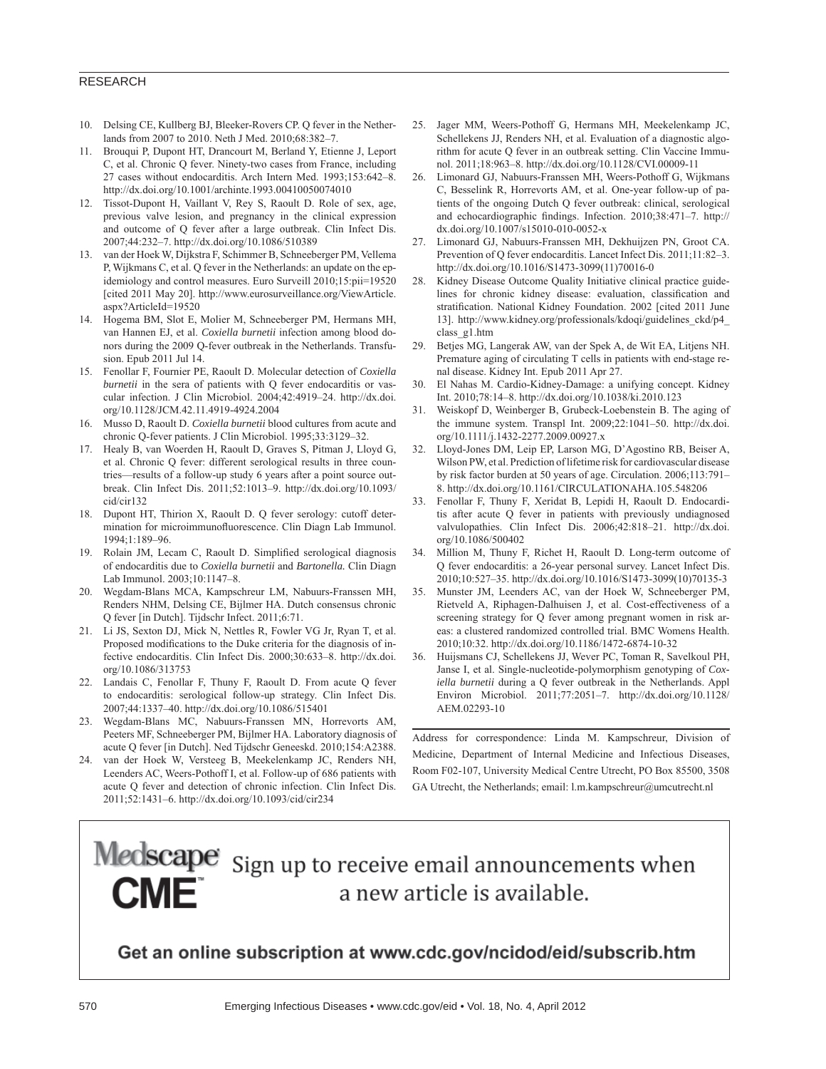10. Delsing CE, Kullberg BJ, Bleeker-Rovers CP. Q fever in the Netherlands from 2007 to 2010. Neth J Med. 2010;68:382–7.
11. Brouqui P, Dupont HT, Drancourt M, Berland Y, Etienne J, Leport C, et al. Chronic Q fever. Ninety-two cases from France, including 27 cases without endocarditis. Arch Intern Med. 1993;153:642–8. http://dx.doi.org/10.1001/archinte.1993.00410050074010
12. Tissot-Dupont H, Vaillant V, Rey S, Raoult D. Role of sex, age, previous valve lesion, and pregnancy in the clinical expression and outcome of Q fever after a large outbreak. Clin Infect Dis. 2007;44:232–7. http://dx.doi.org/10.1086/510389
13. van der Hoek W, Dijkstra F, Schimmer B, Schneeberger PM, Vellema P, Wijkmans C, et al. Q fever in the Netherlands: an update on the epidemiology and control measures. Euro Surveill 2010;15:pii=19520 [cited 2011 May 20]. http://www.eurosurveillance.org/ViewArticle.aspx?ArticleId=19520
14. Hogema BM, Slot E, Molier M, Schneeberger PM, Hermans MH, van Hannen EJ, et al. *Coxiella burnetii* infection among blood donors during the 2009 Q-fever outbreak in the Netherlands. Transfusion. Epub 2011 Jul 14.
15. Fenollar F, Fournier PE, Raoult D. Molecular detection of *Coxiella burnetii* in the sera of patients with Q fever endocarditis or vascular infection. J Clin Microbiol. 2004;42:4919–24. http://dx.doi.org/10.1128/JCM.42.11.4919-4924.2004
16. Musso D, Raoult D. *Coxiella burnetii* blood cultures from acute and chronic Q-fever patients. J Clin Microbiol. 1995;33:3129–32.
17. Healy B, van Woerden H, Raoult D, Graves S, Pitman J, Lloyd G, et al. Chronic Q fever: different serological results in three countries—results of a follow-up study 6 years after a point source outbreak. Clin Infect Dis. 2011;52:1013–9. http://dx.doi.org/10.1093/cid/cir132
18. Dupont HT, Thirion X, Raoult D. Q fever serology: cutoff determination for microimmunofluorescence. Clin Diagn Lab Immunol. 1994;1:189–96.
19. Rolain JM, Lecam C, Raoult D. Simplified serological diagnosis of endocarditis due to *Coxiella burnetii* and *Bartonella.* Clin Diagn Lab Immunol. 2003;10:1147–8.
20. Wegdam-Blans MCA, Kampschreur LM, Nabuurs-Franssen MH, Renders NHM, Delsing CE, Bijlmer HA. Dutch consensus chronic Q fever [in Dutch]. Tijdschr Infect. 2011;6:71.
21. Li JS, Sexton DJ, Mick N, Nettles R, Fowler VG Jr, Ryan T, et al. Proposed modifications to the Duke criteria for the diagnosis of infective endocarditis. Clin Infect Dis. 2000;30:633–8. http://dx.doi.org/10.1086/313753
22. Landais C, Fenollar F, Thuny F, Raoult D. From acute Q fever to endocarditis: serological follow-up strategy. Clin Infect Dis. 2007;44:1337–40. http://dx.doi.org/10.1086/515401
23. Wegdam-Blans MC, Nabuurs-Franssen MN, Horrevorts AM, Peeters MF, Schneeberger PM, Bijlmer HA. Laboratory diagnosis of acute Q fever [in Dutch]. Ned Tijdschr Geneeskd. 2010;154:A2388.
24. van der Hoek W, Versteeg B, Meekelenkamp JC, Renders NH, Leenders AC, Weers-Pothoff I, et al. Follow-up of 686 patients with acute Q fever and detection of chronic infection. Clin Infect Dis. 2011;52:1431–6. http://dx.doi.org/10.1093/cid/cir234
25. Jager MM, Weers-Pothoff G, Hermans MH, Meekelenkamp JC, Schellekens JJ, Renders NH, et al. Evaluation of a diagnostic algorithm for acute Q fever in an outbreak setting. Clin Vaccine Immunol. 2011;18:963–8. http://dx.doi.org/10.1128/CVI.00009-11
26. Limonard GJ, Nabuurs-Franssen MH, Weers-Pothoff G, Wijkmans C, Besselink R, Horrevorts AM, et al. One-year follow-up of patients of the ongoing Dutch Q fever outbreak: clinical, serological and echocardiographic findings. Infection. 2010;38:471–7. http://dx.doi.org/10.1007/s15010-010-0052-x
27. Limonard GJ, Nabuurs-Franssen MH, Dekhuijzen PN, Groot CA. Prevention of Q fever endocarditis. Lancet Infect Dis. 2011;11:82–3. http://dx.doi.org/10.1016/S1473-3099(11)70016-0
28. Kidney Disease Outcome Quality Initiative clinical practice guidelines for chronic kidney disease: evaluation, classification and stratification. National Kidney Foundation. 2002 [cited 2011 June 13]. http://www.kidney.org/professionals/kdoqi/guidelines_ckd/p4_class_g1.htm
29. Betjes MG, Langerak AW, van der Spek A, de Wit EA, Litjens NH. Premature aging of circulating T cells in patients with end-stage renal disease. Kidney Int. Epub 2011 Apr 27.
30. El Nahas M. Cardio-Kidney-Damage: a unifying concept. Kidney Int. 2010;78:14–8. http://dx.doi.org/10.1038/ki.2010.123
31. Weiskopf D, Weinberger B, Grubeck-Loebenstein B. The aging of the immune system. Transpl Int. 2009;22:1041–50. http://dx.doi.org/10.1111/j.1432-2277.2009.00927.x
32. Lloyd-Jones DM, Leip EP, Larson MG, D'Agostino RB, Beiser A, Wilson PW, et al. Prediction of lifetime risk for cardiovascular disease by risk factor burden at 50 years of age. Circulation. 2006;113:791–8. http://dx.doi.org/10.1161/CIRCULATIONAHA.105.548206
33. Fenollar F, Thuny F, Xeridat B, Lepidi H, Raoult D. Endocarditis after acute Q fever in patients with previously undiagnosed valvulopathies. Clin Infect Dis. 2006;42:818–21. http://dx.doi.org/10.1086/500402
34. Million M, Thuny F, Richet H, Raoult D. Long-term outcome of Q fever endocarditis: a 26-year personal survey. Lancet Infect Dis. 2010;10:527–35. http://dx.doi.org/10.1016/S1473-3099(10)70135-3
35. Munster JM, Leenders AC, van der Hoek W, Schneeberger PM, Rietveld A, Riphagen-Dalhuisen J, et al. Cost-effectiveness of a screening strategy for Q fever among pregnant women in risk areas: a clustered randomized controlled trial. BMC Womens Health. 2010;10:32. http://dx.doi.org/10.1186/1472-6874-10-32
36. Huijsmans CJ, Schellekens JJ, Wever PC, Toman R, Savelkoul PH, Janse I, et al. Single-nucleotide-polymorphism genotyping of *Coxiella burnetii* during a Q fever outbreak in the Netherlands. Appl Environ Microbiol. 2011;77:2051–7. http://dx.doi.org/10.1128/AEM.02293-10

Address for correspondence: Linda M. Kampschreur, Division of Medicine, Department of Internal Medicine and Infectious Diseases, Room F02-107, University Medical Centre Utrecht, PO Box 85500, 3508 GA Utrecht, the Netherlands; email: l.m.kampschreur@umcutrecht.nl

Medscape CME™ Sign up to receive email announcements when a new article is available.

**Get an online subscription at www.cdc.gov/ncidod/eid/subscrib.htm**